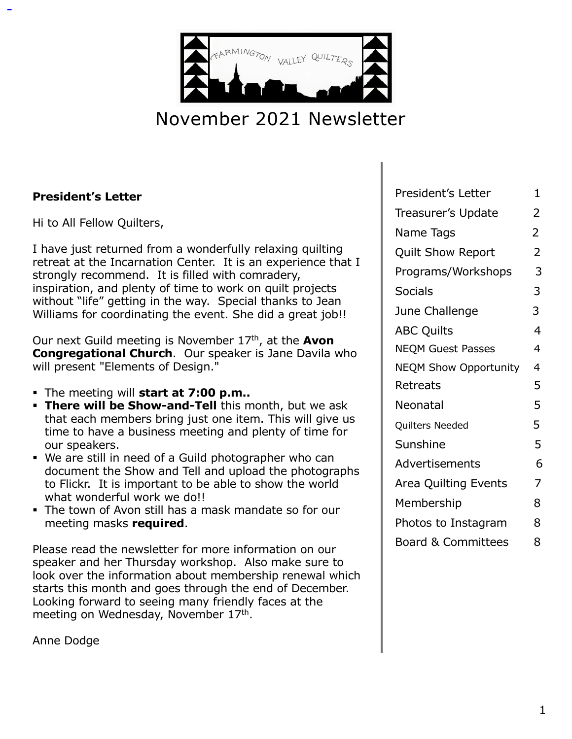# November 2021 Newsletter

| | |
|---|---|
| President's Letter | 1 |
| Treasurer's Update | 2 |
| Name Tags | 2 |
| Quilt Show Report | 2 |
| Programs/Workshops | 3 |
| Socials | 3 |
| June Challenge | 3 |
| ABC Quilts | 4 |
| NEQM Guest Passes | 4 |
| NEQM Show Opportunity | 4 |
| Retreats | 5 |
| Neonatal | 5 |
| Quilters Needed | 5 |
| Sunshine | 5 |
| Advertisements | 6 |
| Area Quilting Events | 7 |
| Membership | 8 |
| Photos to Instagram | 8 |
| Board & Committees | 8 |

**President's Letter**

Hi to All Fellow Quilters,

I have just returned from a wonderfully relaxing quilting retreat at the Incarnation Center. It is an experience that I strongly recommend. It is filled with comradery, inspiration, and plenty of time to work on quilt projects without "life" getting in the way. Special thanks to Jean Williams for coordinating the event. She did a great job!!

Our next Guild meeting is November 17th, at the **Avon Congregational Church**. Our speaker is Jane Davila who will present "Elements of Design."

- The meeting will **start at 7:00 p.m..**
- **There will be Show-and-Tell** this month, but we ask that each members bring just one item. This will give us time to have a business meeting and plenty of time for our speakers.
- We are still in need of a Guild photographer who can document the Show and Tell and upload the photographs to Flickr. It is important to be able to show the world what wonderful work we do!!
- The town of Avon still has a mask mandate so for our meeting masks **required**.

Please read the newsletter for more information on our speaker and her Thursday workshop. Also make sure to look over the information about membership renewal which starts this month and goes through the end of December. Looking forward to seeing many friendly faces at the meeting on Wednesday, November 17th.

Anne Dodge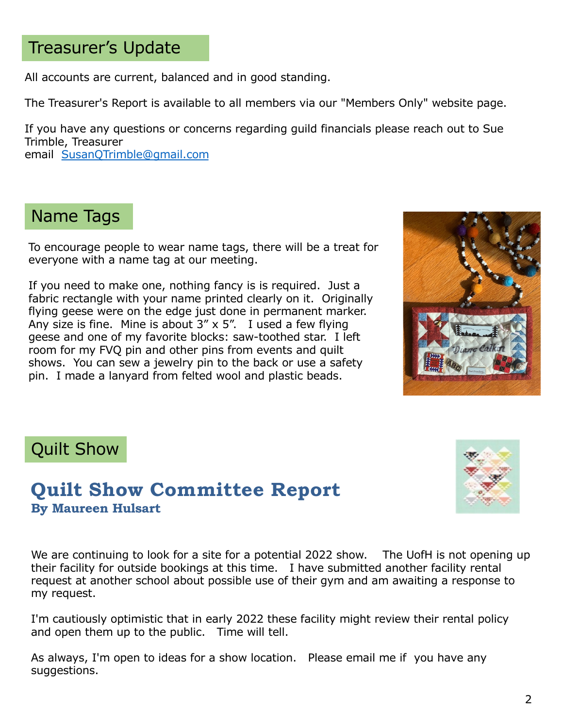## Treasurer's Update

All accounts are current, balanced and in good standing.

The Treasurer's Report is available to all members via our "Members Only" website page.

If you have any questions or concerns regarding guild financials please reach out to Sue Trimble, Treasurer
email SusanQTrimble@gmail.com

## Name Tags

To encourage people to wear name tags, there will be a treat for everyone with a name tag at our meeting.

If you need to make one, nothing fancy is is required. Just a fabric rectangle with your name printed clearly on it. Originally flying geese were on the edge just done in permanent marker. Any size is fine. Mine is about 3" x 5". I used a few flying geese and one of my favorite blocks: saw-toothed star. I left room for my FVQ pin and other pins from events and quilt shows. You can sew a jewelry pin to the back or use a safety pin. I made a lanyard from felted wool and plastic beads.

## Quilt Show

### Quilt Show Committee Report
**By Maureen Hulsart**

We are continuing to look for a site for a potential 2022 show. The UofH is not opening up their facility for outside bookings at this time. I have submitted another facility rental request at another school about possible use of their gym and am awaiting a response to my request.

I'm cautiously optimistic that in early 2022 these facility might review their rental policy and open them up to the public. Time will tell.

As always, I'm open to ideas for a show location. Please email me if you have any suggestions.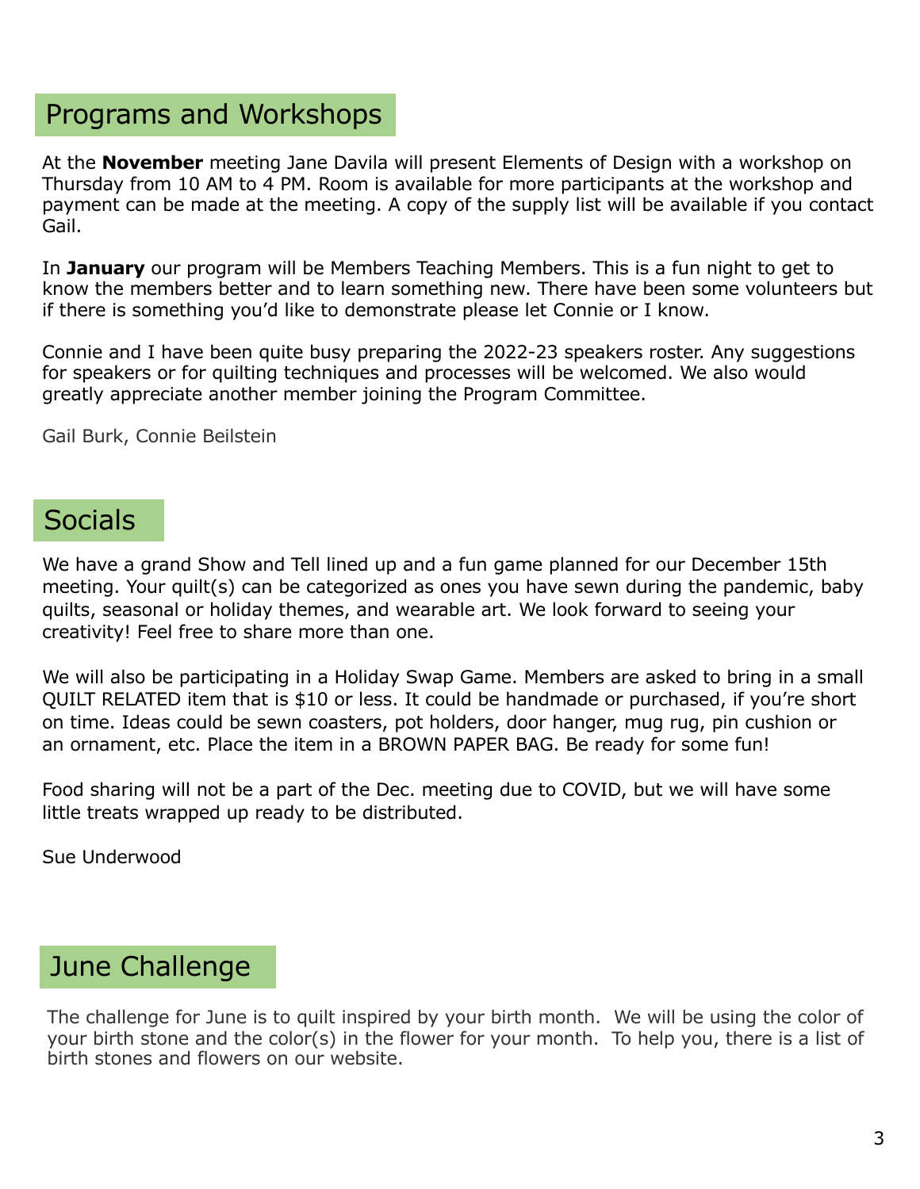## Programs and Workshops

At the **November** meeting Jane Davila will present Elements of Design with a workshop on Thursday from 10 AM to 4 PM. Room is available for more participants at the workshop and payment can be made at the meeting. A copy of the supply list will be available if you contact Gail.

In **January** our program will be Members Teaching Members. This is a fun night to get to know the members better and to learn something new. There have been some volunteers but if there is something you'd like to demonstrate please let Connie or I know.

Connie and I have been quite busy preparing the 2022-23 speakers roster. Any suggestions for speakers or for quilting techniques and processes will be welcomed. We also would greatly appreciate another member joining the Program Committee.

Gail Burk, Connie Beilstein

## Socials

We have a grand Show and Tell lined up and a fun game planned for our December 15th meeting. Your quilt(s) can be categorized as ones you have sewn during the pandemic, baby quilts, seasonal or holiday themes, and wearable art. We look forward to seeing your creativity! Feel free to share more than one.

We will also be participating in a Holiday Swap Game. Members are asked to bring in a small QUILT RELATED item that is $10 or less. It could be handmade or purchased, if you're short on time. Ideas could be sewn coasters, pot holders, door hanger, mug rug, pin cushion or an ornament, etc. Place the item in a BROWN PAPER BAG. Be ready for some fun!

Food sharing will not be a part of the Dec. meeting due to COVID, but we will have some little treats wrapped up ready to be distributed.

Sue Underwood

## June Challenge

The challenge for June is to quilt inspired by your birth month. We will be using the color of your birth stone and the color(s) in the flower for your month. To help you, there is a list of birth stones and flowers on our website.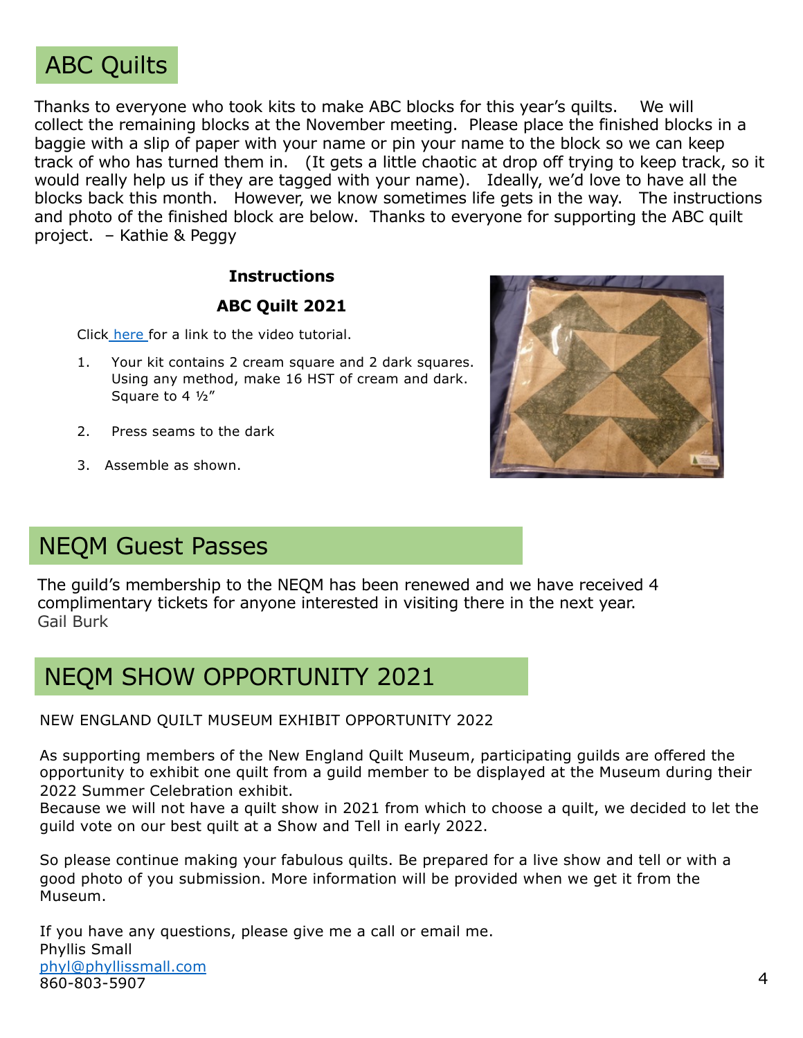## ABC Quilts

Thanks to everyone who took kits to make ABC blocks for this year's quilts. We will collect the remaining blocks at the November meeting. Please place the finished blocks in a baggie with a slip of paper with your name or pin your name to the block so we can keep track of who has turned them in. (It gets a little chaotic at drop off trying to keep track, so it would really help us if they are tagged with your name). Ideally, we'd love to have all the blocks back this month. However, we know sometimes life gets in the way. The instructions and photo of the finished block are below. Thanks to everyone for supporting the ABC quilt project. – Kathie & Peggy

**Instructions**

**ABC Quilt 2021**

Click here for a link to the video tutorial.

1. Your kit contains 2 cream square and 2 dark squares. Using any method, make 16 HST of cream and dark. Square to 4 ½"
2. Press seams to the dark
3. Assemble as shown.

## NEQM Guest Passes

The guild's membership to the NEQM has been renewed and we have received 4 complimentary tickets for anyone interested in visiting there in the next year.
Gail Burk

## NEQM SHOW OPPORTUNITY 2021

NEW ENGLAND QUILT MUSEUM EXHIBIT OPPORTUNITY 2022

As supporting members of the New England Quilt Museum, participating guilds are offered the opportunity to exhibit one quilt from a guild member to be displayed at the Museum during their 2022 Summer Celebration exhibit.
Because we will not have a quilt show in 2021 from which to choose a quilt, we decided to let the guild vote on our best quilt at a Show and Tell in early 2022.

So please continue making your fabulous quilts. Be prepared for a live show and tell or with a good photo of you submission. More information will be provided when we get it from the Museum.

If you have any questions, please give me a call or email me.
Phyllis Small
phyl@phyllissmall.com
860-803-5907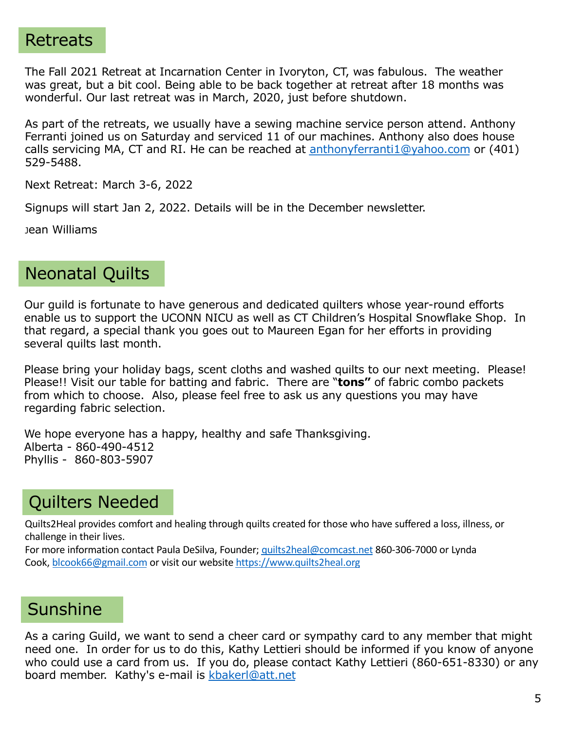## Retreats

The Fall 2021 Retreat at Incarnation Center in Ivoryton, CT, was fabulous. The weather was great, but a bit cool. Being able to be back together at retreat after 18 months was wonderful. Our last retreat was in March, 2020, just before shutdown.

As part of the retreats, we usually have a sewing machine service person attend. Anthony Ferranti joined us on Saturday and serviced 11 of our machines. Anthony also does house calls servicing MA, CT and RI. He can be reached at anthonyferranti1@yahoo.com or (401) 529-5488.

Next Retreat: March 3-6, 2022

Signups will start Jan 2, 2022. Details will be in the December newsletter.

Jean Williams

## Neonatal Quilts

Our guild is fortunate to have generous and dedicated quilters whose year-round efforts enable us to support the UCONN NICU as well as CT Children's Hospital Snowflake Shop. In that regard, a special thank you goes out to Maureen Egan for her efforts in providing several quilts last month.

Please bring your holiday bags, scent cloths and washed quilts to our next meeting. Please! Please!! Visit our table for batting and fabric. There are "**tons"** of fabric combo packets from which to choose. Also, please feel free to ask us any questions you may have regarding fabric selection.

We hope everyone has a happy, healthy and safe Thanksgiving.
Alberta - 860-490-4512
Phyllis - 860-803-5907

## Quilters Needed

Quilts2Heal provides comfort and healing through quilts created for those who have suffered a loss, illness, or challenge in their lives.
For more information contact Paula DeSilva, Founder; quilts2heal@comcast.net 860-306-7000 or Lynda Cook, blcook66@gmail.com or visit our website https://www.quilts2heal.org

## Sunshine

As a caring Guild, we want to send a cheer card or sympathy card to any member that might need one. In order for us to do this, Kathy Lettieri should be informed if you know of anyone who could use a card from us. If you do, please contact Kathy Lettieri (860-651-8330) or any board member. Kathy's e-mail is kbakerl@att.net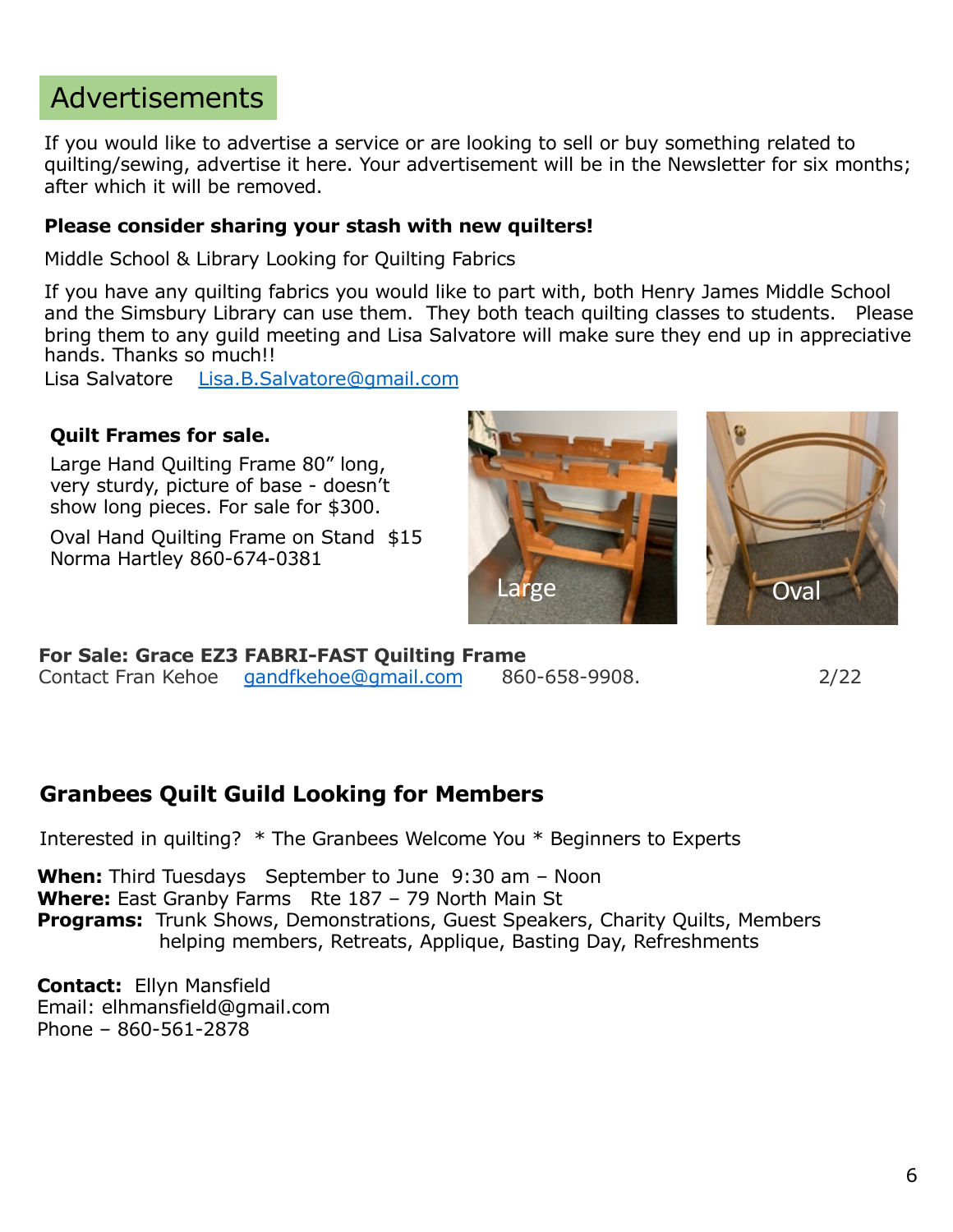## Advertisements

If you would like to advertise a service or are looking to sell or buy something related to quilting/sewing, advertise it here. Your advertisement will be in the Newsletter for six months; after which it will be removed.

**Please consider sharing your stash with new quilters!**

Middle School & Library Looking for Quilting Fabrics

If you have any quilting fabrics you would like to part with, both Henry James Middle School and the Simsbury Library can use them. They both teach quilting classes to students. Please bring them to any guild meeting and Lisa Salvatore will make sure they end up in appreciative hands. Thanks so much!!

Lisa Salvatore [Lisa.B.Salvatore@gmail.com](mailto:Lisa.B.Salvatore@gmail.com)

**Quilt Frames for sale.**

Large Hand Quilting Frame 80" long, very sturdy, picture of base - doesn't show long pieces. For sale for $300.

Oval Hand Quilting Frame on Stand $15

Norma Hartley 860-674-0381

Large

Oval

**For Sale: Grace EZ3 FABRI-FAST Quilting Frame**

Contact Fran Kehoe [gandfkehoe@gmail.com](mailto:gandfkehoe@gmail.com) 860-658-9908. 2/22

### Granbees Quilt Guild Looking for Members

Interested in quilting? * The Granbees Welcome You * Beginners to Experts

**When:** Third Tuesdays September to June 9:30 am – Noon
**Where:** East Granby Farms Rte 187 – 79 North Main St
**Programs:** Trunk Shows, Demonstrations, Guest Speakers, Charity Quilts, Members helping members, Retreats, Applique, Basting Day, Refreshments

**Contact:** Ellyn Mansfield
Email: elhmansfield@gmail.com
Phone – 860-561-2878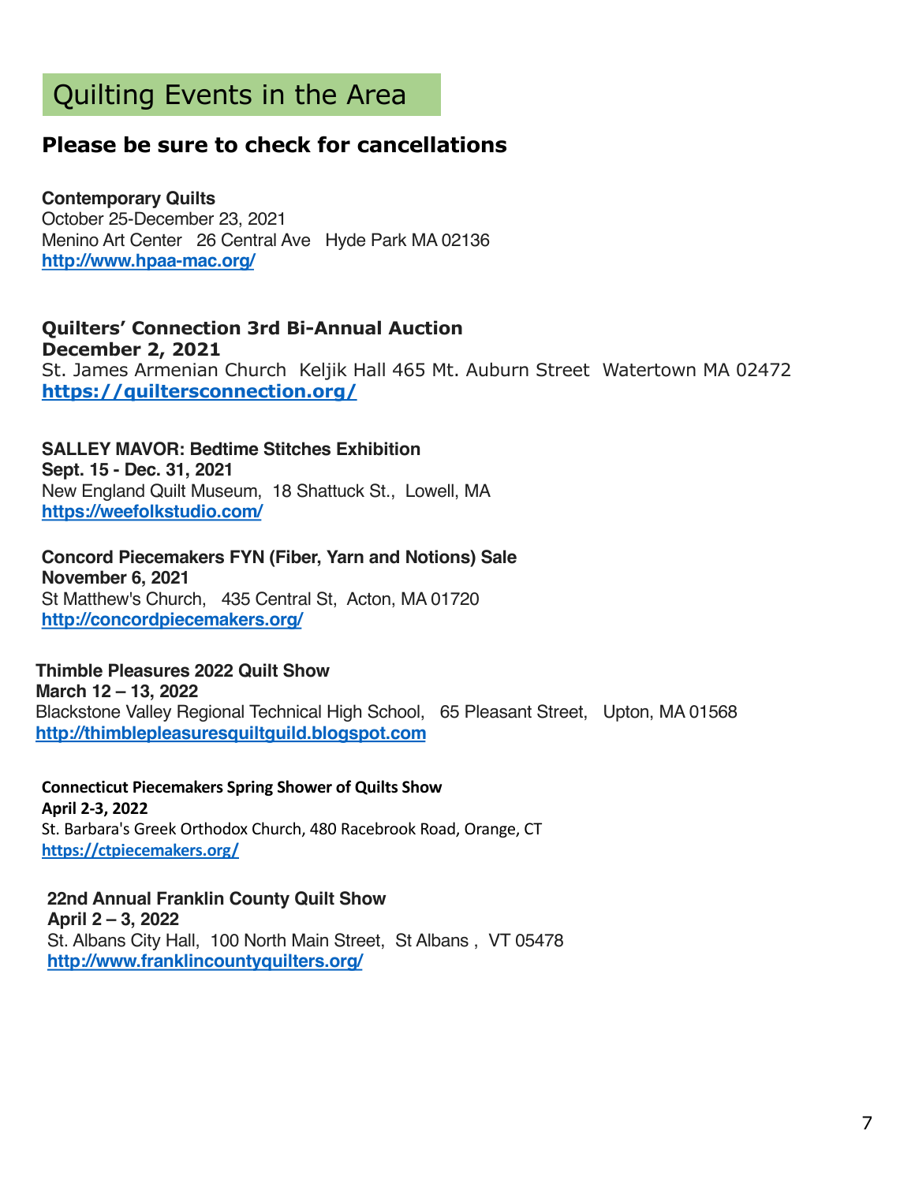# Quilting Events in the Area

## Please be sure to check for cancellations

**Contemporary Quilts**
October 25-December 23, 2021
Menino Art Center 26 Central Ave Hyde Park MA 02136
http://www.hpaa-mac.org/

**Quilters' Connection 3rd Bi-Annual Auction**
**December 2, 2021**
St. James Armenian Church Keljik Hall 465 Mt. Auburn Street Watertown MA 02472
**https://quiltersconnection.org/**

**SALLEY MAVOR: Bedtime Stitches Exhibition**
**Sept. 15 - Dec. 31, 2021**
New England Quilt Museum, 18 Shattuck St., Lowell, MA
https://weefolkstudio.com/

**Concord Piecemakers FYN (Fiber, Yarn and Notions) Sale**
**November 6, 2021**
St Matthew's Church, 435 Central St, Acton, MA 01720
http://concordpiecemakers.org/

**Thimble Pleasures 2022 Quilt Show**
**March 12 – 13, 2022**
Blackstone Valley Regional Technical High School, 65 Pleasant Street, Upton, MA 01568
http://thimblepleasuresquiltguild.blogspot.com

**Connecticut Piecemakers Spring Shower of Quilts Show**
**April 2-3, 2022**
St. Barbara's Greek Orthodox Church, 480 Racebrook Road, Orange, CT
https://ctpiecemakers.org/

**22nd Annual Franklin County Quilt Show**
**April 2 – 3, 2022**
St. Albans City Hall, 100 North Main Street, St Albans , VT 05478
http://www.franklincountyquilters.org/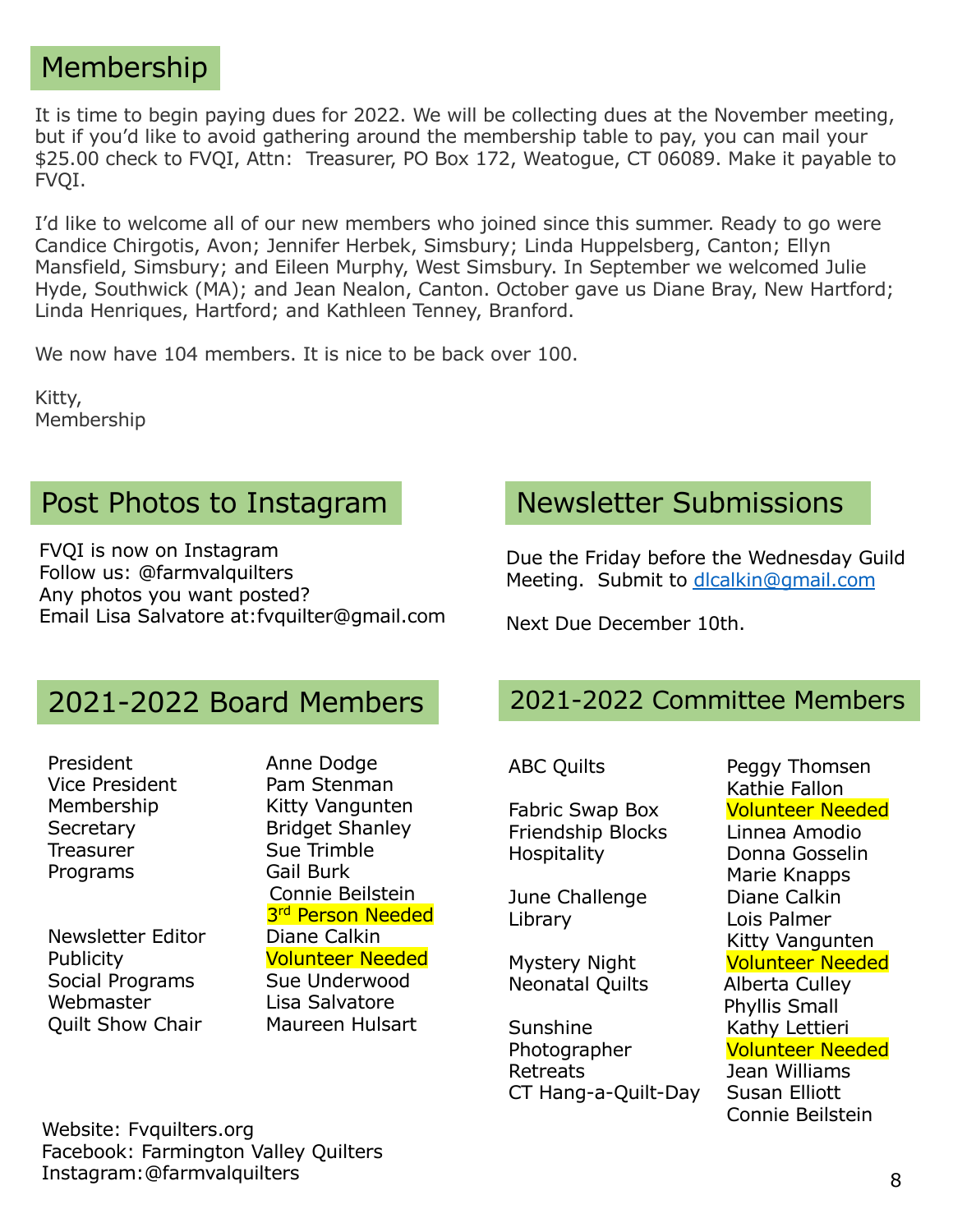## Membership

It is time to begin paying dues for 2022. We will be collecting dues at the November meeting, but if you'd like to avoid gathering around the membership table to pay, you can mail your $25.00 check to FVQI, Attn: Treasurer, PO Box 172, Weatogue, CT 06089. Make it payable to FVQI.

I'd like to welcome all of our new members who joined since this summer. Ready to go were Candice Chirgotis, Avon; Jennifer Herbek, Simsbury; Linda Huppelsberg, Canton; Ellyn Mansfield, Simsbury; and Eileen Murphy, West Simsbury. In September we welcomed Julie Hyde, Southwick (MA); and Jean Nealon, Canton. October gave us Diane Bray, New Hartford; Linda Henriques, Hartford; and Kathleen Tenney, Branford.

We now have 104 members. It is nice to be back over 100.

Kitty,
Membership

## Post Photos to Instagram

FVQI is now on Instagram
Follow us: @farmvalquilters
Any photos you want posted?
Email Lisa Salvatore at:fvquilter@gmail.com

## Newsletter Submissions

Due the Friday before the Wednesday Guild Meeting. Submit to dlcalkin@gmail.com

Next Due December 10th.

## 2021-2022 Board Members

| | |
|---|---|
| President | Anne Dodge |
| Vice President | Pam Stenman |
| Membership | Kitty Vangunten |
| Secretary | Bridget Shanley |
| Treasurer | Sue Trimble |
| Programs | Gail Burk |
| | Connie Beilstein |
| | 3rd Person Needed |
| Newsletter Editor | Diane Calkin |
| Publicity | Volunteer Needed |
| Social Programs | Sue Underwood |
| Webmaster | Lisa Salvatore |
| Quilt Show Chair | Maureen Hulsart |

Website: Fvquilters.org
Facebook: Farmington Valley Quilters
Instagram:@farmvalquilters

## 2021-2022 Committee Members

| | |
|---|---|
| ABC Quilts | Peggy Thomsen |
| | Kathie Fallon |
| Fabric Swap Box | Volunteer Needed |
| Friendship Blocks | Linnea Amodio |
| Hospitality | Donna Gosselin |
| | Marie Knapps |
| June Challenge | Diane Calkin |
| Library | Lois Palmer |
| | Kitty Vangunten |
| Mystery Night | Volunteer Needed |
| Neonatal Quilts | Alberta Culley |
| | Phyllis Small |
| Sunshine | Kathy Lettieri |
| Photographer | Volunteer Needed |
| Retreats | Jean Williams |
| CT Hang-a-Quilt-Day | Susan Elliott |
| | Connie Beilstein |